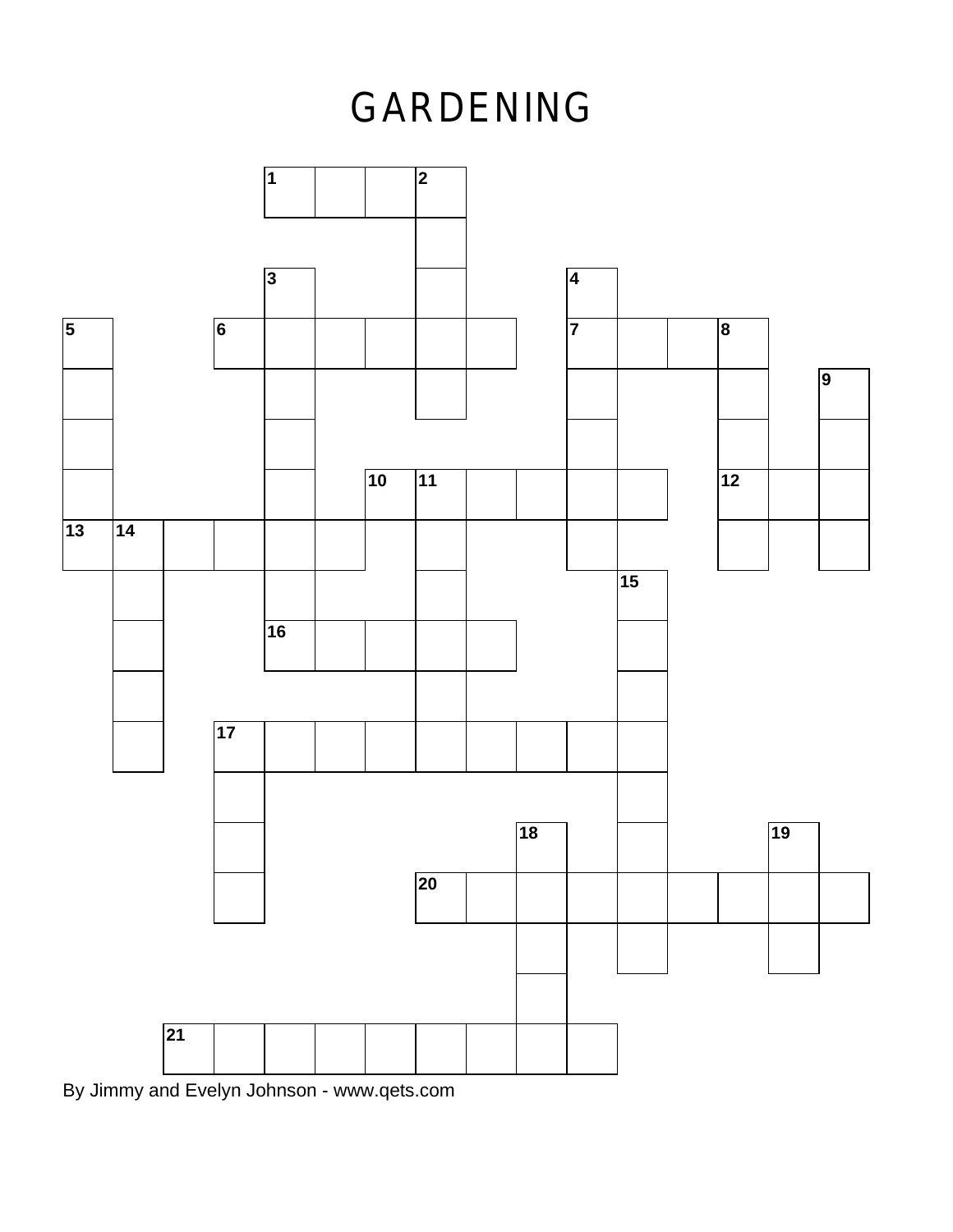# GARDENING

By Jimmy and Evelyn Johnson - www.qets.com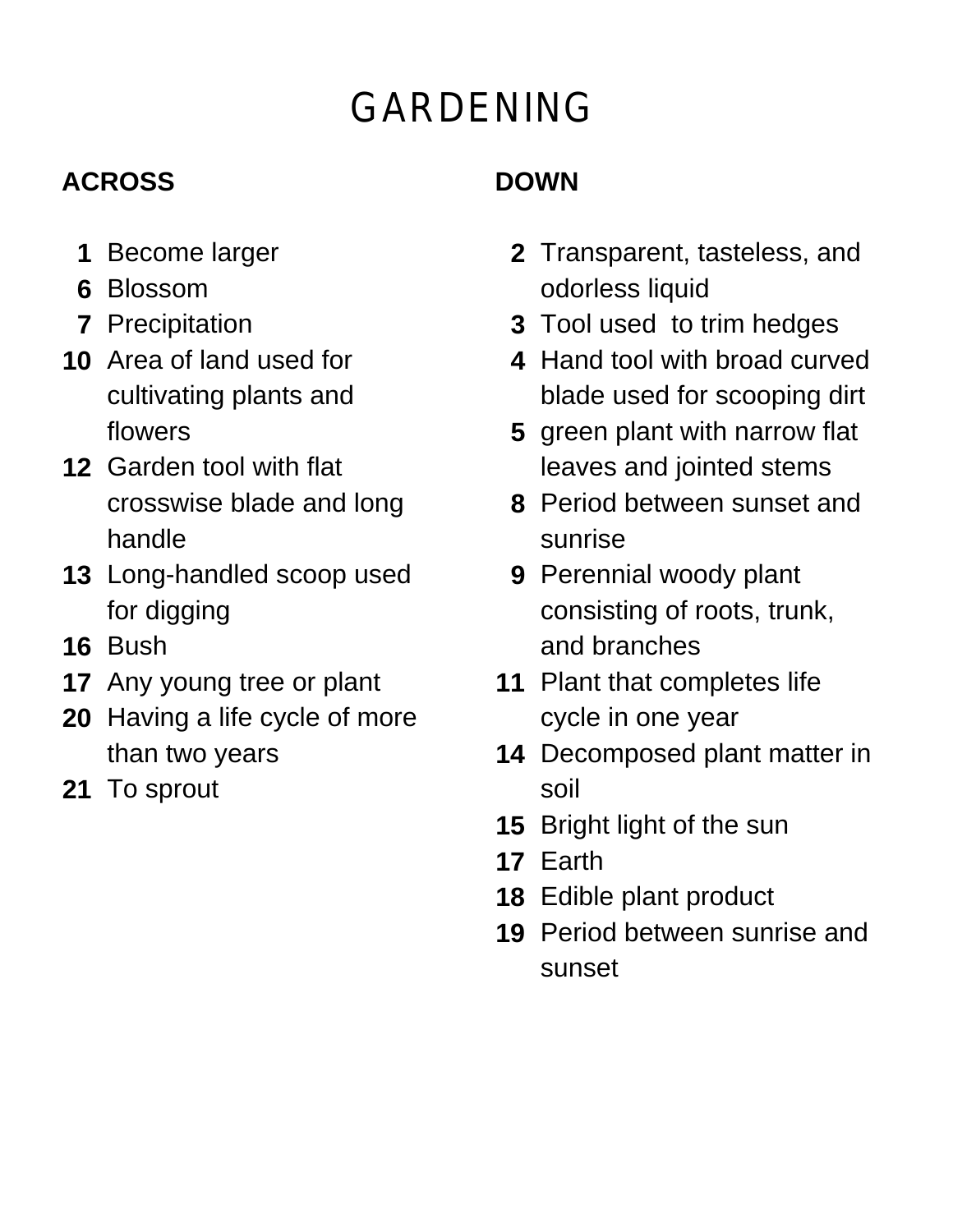# GARDENING

## ACROSS

1. Become larger
6. Blossom
7. Precipitation
10. Area of land used for cultivating plants and flowers
12. Garden tool with flat crosswise blade and long handle
13. Long-handled scoop used for digging
16. Bush
17. Any young tree or plant
20. Having a life cycle of more than two years
21. To sprout

## DOWN

2. Transparent, tasteless, and odorless liquid
3. Tool used  to trim hedges
4. Hand tool with broad curved blade used for scooping dirt
5. green plant with narrow flat leaves and jointed stems
8. Period between sunset and sunrise
9. Perennial woody plant consisting of roots, trunk, and branches
11. Plant that completes life cycle in one year
14. Decomposed plant matter in soil
15. Bright light of the sun
17. Earth
18. Edible plant product
19. Period between sunrise and sunset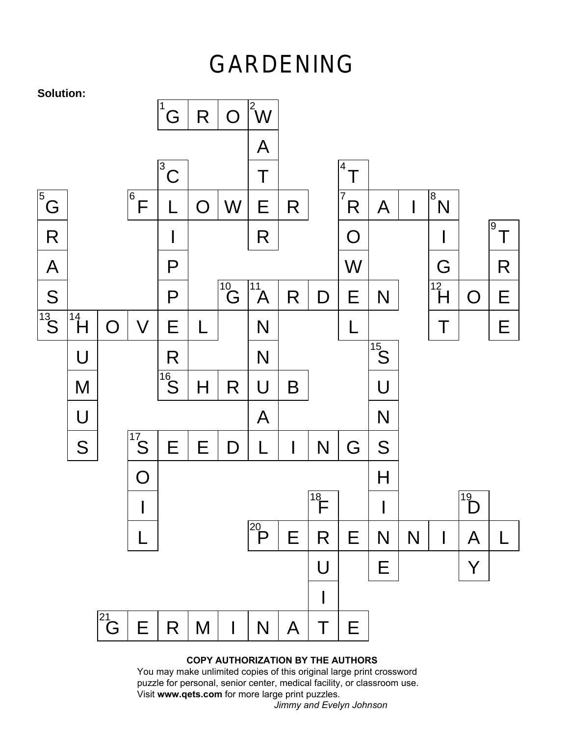# GARDENING

**Solution:**

| | | | | | | | | | | | | | | | | |
|---|---|---|---|---|---|---|---|---|---|---|---|---|---|---|---|---|
| | | | | | 1 G | R | O | 2 W | | | | | | | | |
| | | | | | | | | A | | | | | | | | |
| | | | | | 3 C | | | T | | | 4 T | | | | | |
| 5 G | | | | 6 F | L | O | W | E | R | | 7 R | A | I | 8 N | | |
| R | | | | | I | | | R | | | O | | | I | | 9 T |
| A | | | | | P | | | | | | W | | | G | | R |
| S | | | | | P | | 10 G | 11 A | R | D | E | N | | 12 H | O | E |
| 13 S | 14 H | O | V | E | L | | | N | | | L | | | T | | E |
| | U | | | | R | | | N | | | | 15 S | | | | |
| | M | | | | 16 S | H | R | U | B | | | U | | | | |
| | U | | | | | | | A | | | | N | | | | |
| | S | | | 17 S | E | E | D | L | I | N | G | S | | | | |
| | | | | O | | | | | | | | H | | | | |
| | | | | I | | | | | | 18 F | | I | | | 19 D | |
| | | | | L | | | | 20 P | E | R | E | N | N | I | A | L |
| | | | | | | | | | | U | | E | | | Y | |
| | | | | | | | | | | I | | | | | | |
| | | | 21 G | E | R | M | I | N | A | T | E | | | | | |

**COPY AUTHORIZATION BY THE AUTHORS**

You may make unlimited copies of this original large print crossword puzzle for personal, senior center, medical facility, or classroom use. Visit **www.qets.com** for more large print puzzles.

*Jimmy and Evelyn Johnson*